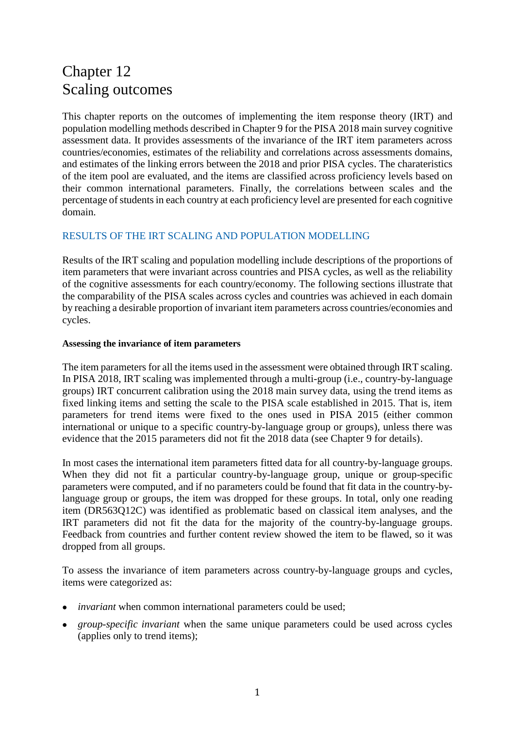# Chapter 12
# Scaling outcomes

This chapter reports on the outcomes of implementing the item response theory (IRT) and population modelling methods described in Chapter 9 for the PISA 2018 main survey cognitive assessment data. It provides assessments of the invariance of the IRT item parameters across countries/economies, estimates of the reliability and correlations across assessments domains, and estimates of the linking errors between the 2018 and prior PISA cycles. The charateristics of the item pool are evaluated, and the items are classified across proficiency levels based on their common international parameters. Finally, the correlations between scales and the percentage of students in each country at each proficiency level are presented for each cognitive domain.

## RESULTS OF THE IRT SCALING AND POPULATION MODELLING

Results of the IRT scaling and population modelling include descriptions of the proportions of item parameters that were invariant across countries and PISA cycles, as well as the reliability of the cognitive assessments for each country/economy. The following sections illustrate that the comparability of the PISA scales across cycles and countries was achieved in each domain by reaching a desirable proportion of invariant item parameters across countries/economies and cycles.

### Assessing the invariance of item parameters

The item parameters for all the items used in the assessment were obtained through IRT scaling. In PISA 2018, IRT scaling was implemented through a multi-group (i.e., country-by-language groups) IRT concurrent calibration using the 2018 main survey data, using the trend items as fixed linking items and setting the scale to the PISA scale established in 2015. That is, item parameters for trend items were fixed to the ones used in PISA 2015 (either common international or unique to a specific country-by-language group or groups), unless there was evidence that the 2015 parameters did not fit the 2018 data (see Chapter 9 for details).

In most cases the international item parameters fitted data for all country-by-language groups. When they did not fit a particular country-by-language group, unique or group-specific parameters were computed, and if no parameters could be found that fit data in the country-by-language group or groups, the item was dropped for these groups. In total, only one reading item (DR563Q12C) was identified as problematic based on classical item analyses, and the IRT parameters did not fit the data for the majority of the country-by-language groups. Feedback from countries and further content review showed the item to be flawed, so it was dropped from all groups.

To assess the invariance of item parameters across country-by-language groups and cycles, items were categorized as:

- *invariant* when common international parameters could be used;
- *group-specific invariant* when the same unique parameters could be used across cycles (applies only to trend items);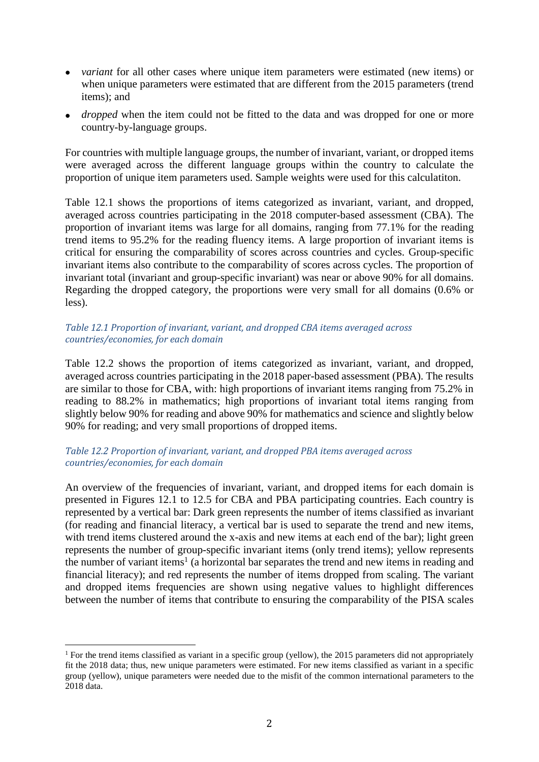- *variant* for all other cases where unique item parameters were estimated (new items) or when unique parameters were estimated that are different from the 2015 parameters (trend items); and
- *dropped* when the item could not be fitted to the data and was dropped for one or more country-by-language groups.

For countries with multiple language groups, the number of invariant, variant, or dropped items were averaged across the different language groups within the country to calculate the proportion of unique item parameters used. Sample weights were used for this calculatiton.

Table 12.1 shows the proportions of items categorized as invariant, variant, and dropped, averaged across countries participating in the 2018 computer-based assessment (CBA). The proportion of invariant items was large for all domains, ranging from 77.1% for the reading trend items to 95.2% for the reading fluency items. A large proportion of invariant items is critical for ensuring the comparability of scores across countries and cycles. Group-specific invariant items also contribute to the comparability of scores across cycles. The proportion of invariant total (invariant and group-specific invariant) was near or above 90% for all domains. Regarding the dropped category, the proportions were very small for all domains (0.6% or less).

*Table 12.1 Proportion of invariant, variant, and dropped CBA items averaged across countries/economies, for each domain*

Table 12.2 shows the proportion of items categorized as invariant, variant, and dropped, averaged across countries participating in the 2018 paper-based assessment (PBA). The results are similar to those for CBA, with: high proportions of invariant items ranging from 75.2% in reading to 88.2% in mathematics; high proportions of invariant total items ranging from slightly below 90% for reading and above 90% for mathematics and science and slightly below 90% for reading; and very small proportions of dropped items.

*Table 12.2 Proportion of invariant, variant, and dropped PBA items averaged across countries/economies, for each domain*

An overview of the frequencies of invariant, variant, and dropped items for each domain is presented in Figures 12.1 to 12.5 for CBA and PBA participating countries. Each country is represented by a vertical bar: Dark green represents the number of items classified as invariant (for reading and financial literacy, a vertical bar is used to separate the trend and new items, with trend items clustered around the x-axis and new items at each end of the bar); light green represents the number of group-specific invariant items (only trend items); yellow represents the number of variant items[1] (a horizontal bar separates the trend and new items in reading and financial literacy); and red represents the number of items dropped from scaling. The variant and dropped items frequencies are shown using negative values to highlight differences between the number of items that contribute to ensuring the comparability of the PISA scales

[1] For the trend items classified as variant in a specific group (yellow), the 2015 parameters did not appropriately fit the 2018 data; thus, new unique parameters were estimated. For new items classified as variant in a specific group (yellow), unique parameters were needed due to the misfit of the common international parameters to the 2018 data.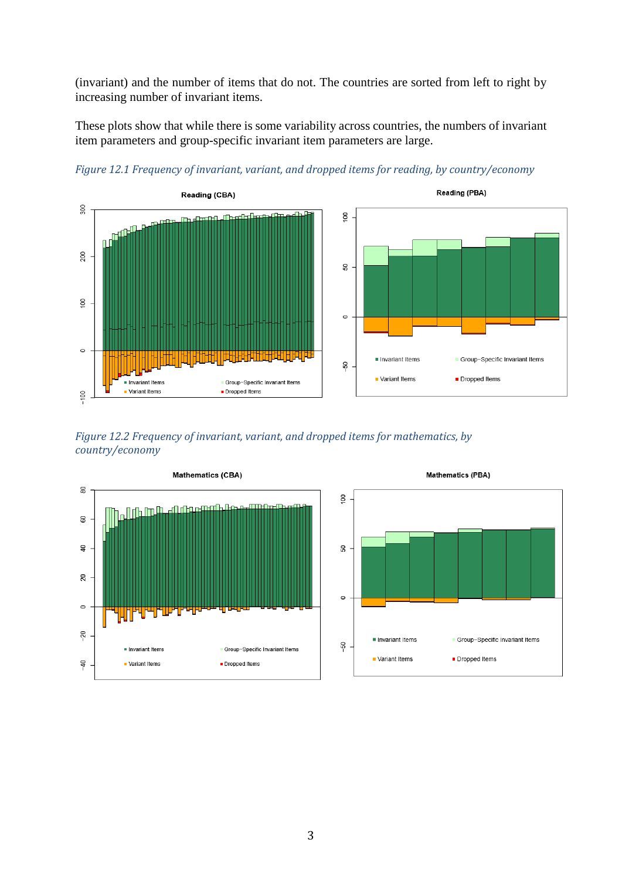(invariant) and the number of items that do not. The countries are sorted from left to right by increasing number of invariant items.

These plots show that while there is some variability across countries, the numbers of invariant item parameters and group-specific invariant item parameters are large.

*Figure 12.1 Frequency of invariant, variant, and dropped items for reading, by country/economy*

*Figure 12.2 Frequency of invariant, variant, and dropped items for mathematics, by country/economy*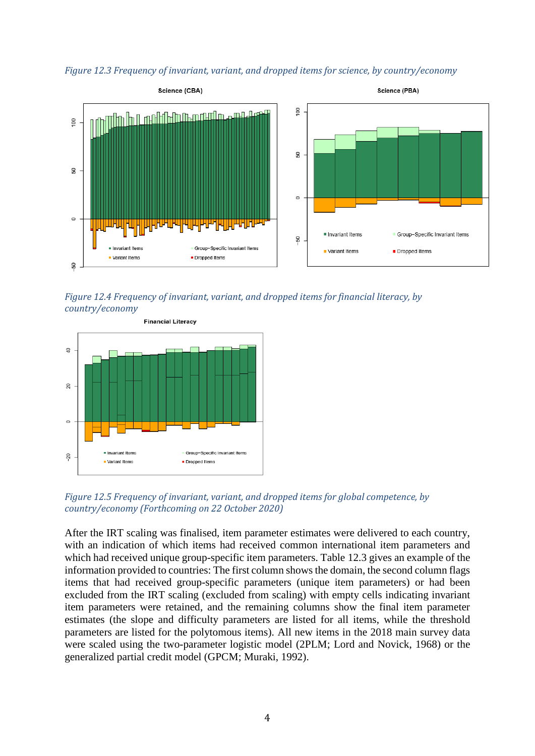*Figure 12.3 Frequency of invariant, variant, and dropped items for science, by country/economy*

*Figure 12.4 Frequency of invariant, variant, and dropped items for financial literacy, by country/economy*

*Figure 12.5 Frequency of invariant, variant, and dropped items for global competence, by country/economy (Forthcoming on 22 October 2020)*

After the IRT scaling was finalised, item parameter estimates were delivered to each country, with an indication of which items had received common international item parameters and which had received unique group-specific item parameters. Table 12.3 gives an example of the information provided to countries: The first column shows the domain, the second column flags items that had received group-specific parameters (unique item parameters) or had been excluded from the IRT scaling (excluded from scaling) with empty cells indicating invariant item parameters were retained, and the remaining columns show the final item parameter estimates (the slope and difficulty parameters are listed for all items, while the threshold parameters are listed for the polytomous items). All new items in the 2018 main survey data were scaled using the two-parameter logistic model (2PLM; Lord and Novick, 1968) or the generalized partial credit model (GPCM; Muraki, 1992).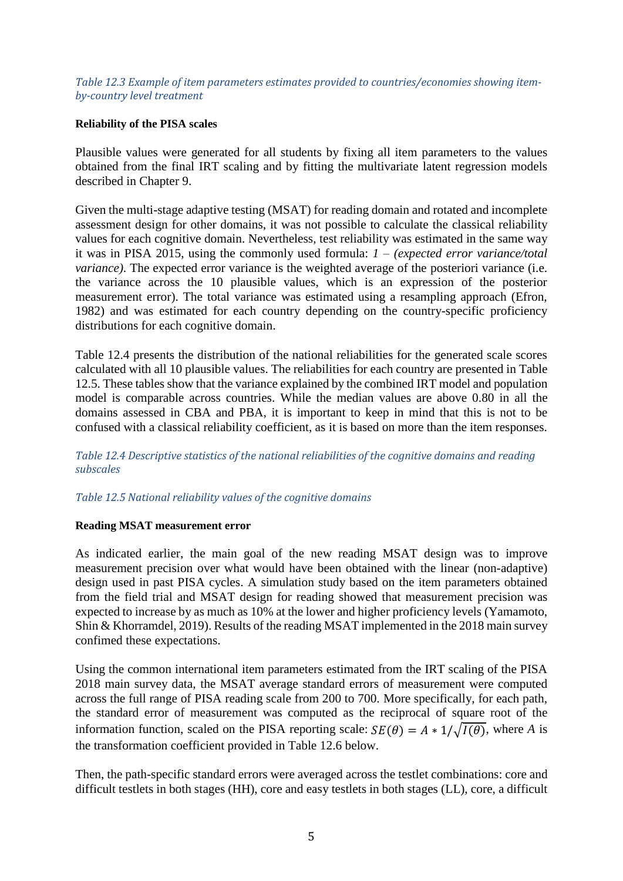*Table 12.3 Example of item parameters estimates provided to countries/economies showing item-by-country level treatment*

**Reliability of the PISA scales**

Plausible values were generated for all students by fixing all item parameters to the values obtained from the final IRT scaling and by fitting the multivariate latent regression models described in Chapter 9.

Given the multi-stage adaptive testing (MSAT) for reading domain and rotated and incomplete assessment design for other domains, it was not possible to calculate the classical reliability values for each cognitive domain. Nevertheless, test reliability was estimated in the same way it was in PISA 2015, using the commonly used formula: *1 – (expected error variance/total variance)*. The expected error variance is the weighted average of the posteriori variance (i.e. the variance across the 10 plausible values, which is an expression of the posterior measurement error). The total variance was estimated using a resampling approach (Efron, 1982) and was estimated for each country depending on the country-specific proficiency distributions for each cognitive domain.

Table 12.4 presents the distribution of the national reliabilities for the generated scale scores calculated with all 10 plausible values. The reliabilities for each country are presented in Table 12.5. These tables show that the variance explained by the combined IRT model and population model is comparable across countries. While the median values are above 0.80 in all the domains assessed in CBA and PBA, it is important to keep in mind that this is not to be confused with a classical reliability coefficient, as it is based on more than the item responses.

*Table 12.4 Descriptive statistics of the national reliabilities of the cognitive domains and reading subscales*

*Table 12.5 National reliability values of the cognitive domains*

**Reading MSAT measurement error**

As indicated earlier, the main goal of the new reading MSAT design was to improve measurement precision over what would have been obtained with the linear (non-adaptive) design used in past PISA cycles. A simulation study based on the item parameters obtained from the field trial and MSAT design for reading showed that measurement precision was expected to increase by as much as 10% at the lower and higher proficiency levels (Yamamoto, Shin & Khorramdel, 2019). Results of the reading MSAT implemented in the 2018 main survey confimed these expectations.

Using the common international item parameters estimated from the IRT scaling of the PISA 2018 main survey data, the MSAT average standard errors of measurement were computed across the full range of PISA reading scale from 200 to 700. More specifically, for each path, the standard error of measurement was computed as the reciprocal of square root of the information function, scaled on the PISA reporting scale: $SE(\theta) = A * 1/\sqrt{I(\theta)}$, where $A$ is the transformation coefficient provided in Table 12.6 below.

Then, the path-specific standard errors were averaged across the testlet combinations: core and difficult testlets in both stages (HH), core and easy testlets in both stages (LL), core, a difficult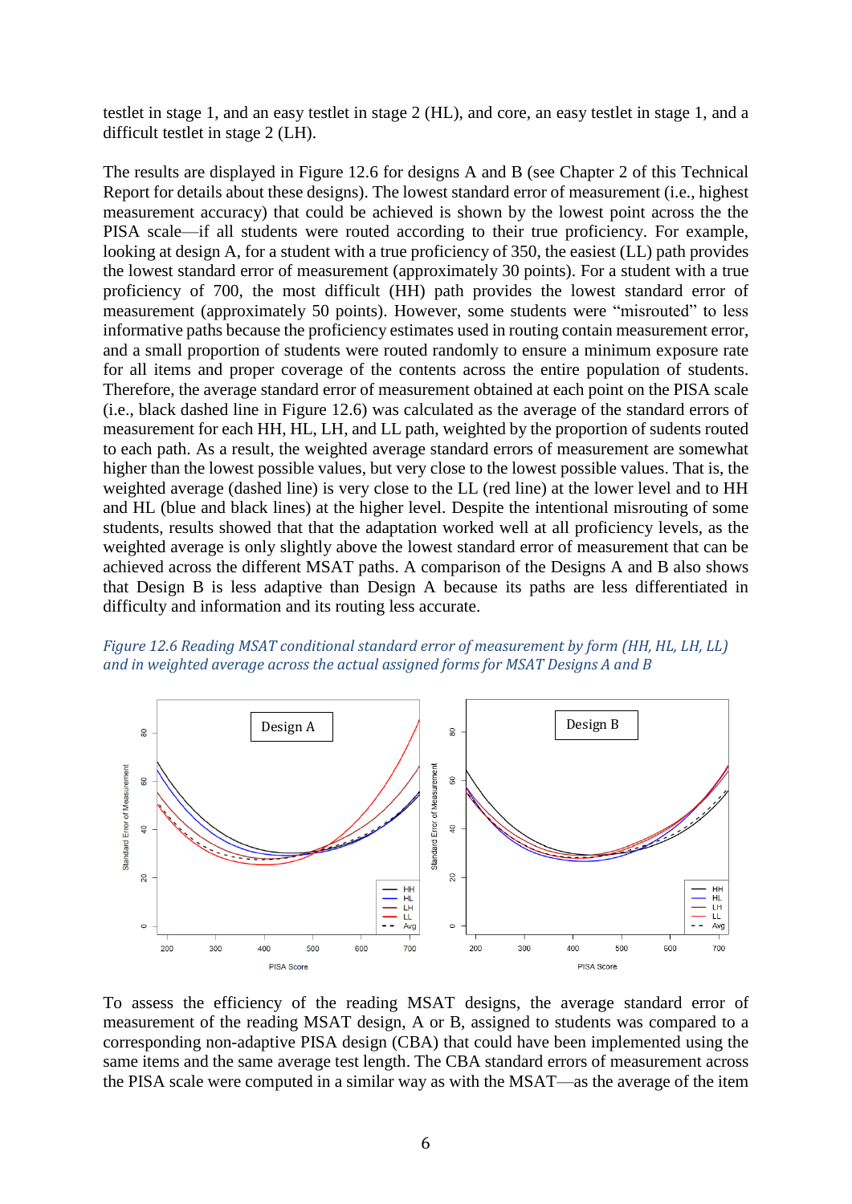testlet in stage 1, and an easy testlet in stage 2 (HL), and core, an easy testlet in stage 1, and a difficult testlet in stage 2 (LH).

The results are displayed in Figure 12.6 for designs A and B (see Chapter 2 of this Technical Report for details about these designs). The lowest standard error of measurement (i.e., highest measurement accuracy) that could be achieved is shown by the lowest point across the the PISA scale—if all students were routed according to their true proficiency. For example, looking at design A, for a student with a true proficiency of 350, the easiest (LL) path provides the lowest standard error of measurement (approximately 30 points). For a student with a true proficiency of 700, the most difficult (HH) path provides the lowest standard error of measurement (approximately 50 points). However, some students were "misrouted" to less informative paths because the proficiency estimates used in routing contain measurement error, and a small proportion of students were routed randomly to ensure a minimum exposure rate for all items and proper coverage of the contents across the entire population of students. Therefore, the average standard error of measurement obtained at each point on the PISA scale (i.e., black dashed line in Figure 12.6) was calculated as the average of the standard errors of measurement for each HH, HL, LH, and LL path, weighted by the proportion of sudents routed to each path. As a result, the weighted average standard errors of measurement are somewhat higher than the lowest possible values, but very close to the lowest possible values. That is, the weighted average (dashed line) is very close to the LL (red line) at the lower level and to HH and HL (blue and black lines) at the higher level. Despite the intentional misrouting of some students, results showed that that the adaptation worked well at all proficiency levels, as the weighted average is only slightly above the lowest standard error of measurement that can be achieved across the different MSAT paths. A comparison of the Designs A and B also shows that Design B is less adaptive than Design A because its paths are less differentiated in difficulty and information and its routing less accurate.

*Figure 12.6 Reading MSAT conditional standard error of measurement by form (HH, HL, LH, LL) and in weighted average across the actual assigned forms for MSAT Designs A and B*

To assess the efficiency of the reading MSAT designs, the average standard error of measurement of the reading MSAT design, A or B, assigned to students was compared to a corresponding non-adaptive PISA design (CBA) that could have been implemented using the same items and the same average test length. The CBA standard errors of measurement across the PISA scale were computed in a similar way as with the MSAT—as the average of the item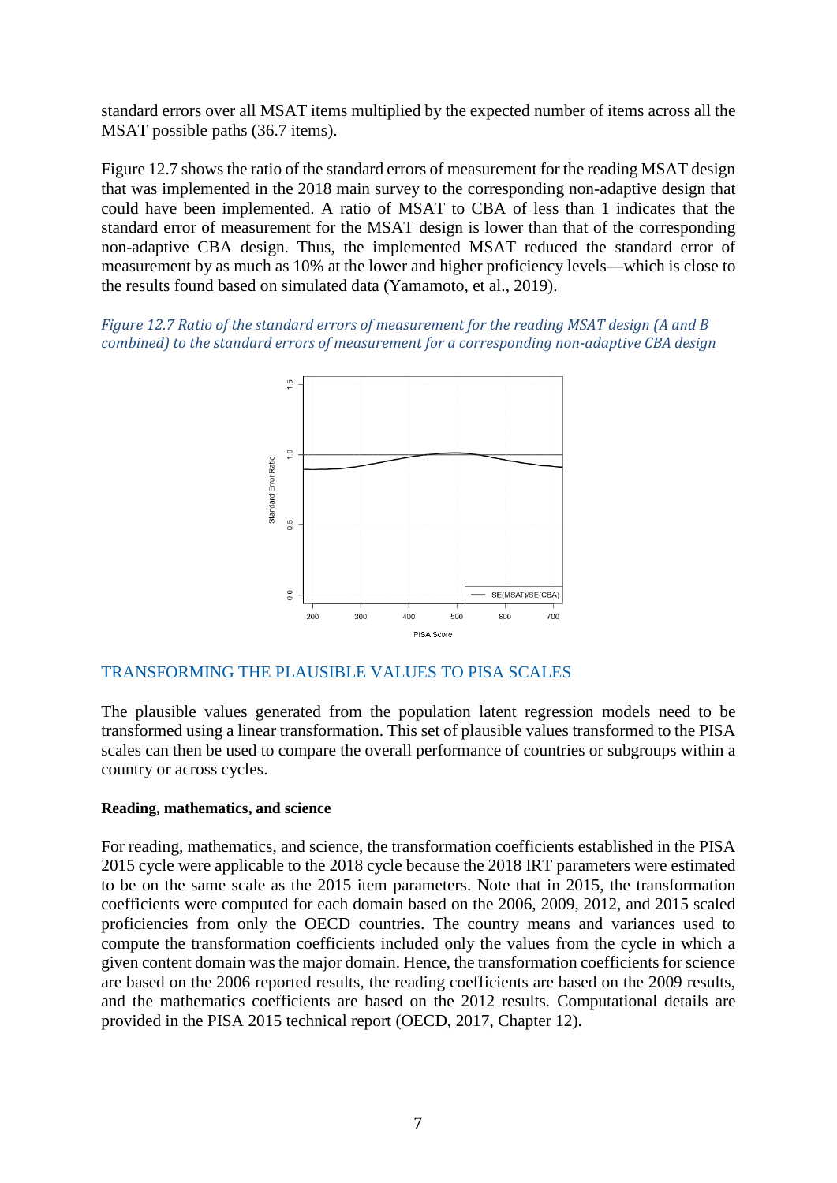standard errors over all MSAT items multiplied by the expected number of items across all the MSAT possible paths (36.7 items).

Figure 12.7 shows the ratio of the standard errors of measurement for the reading MSAT design that was implemented in the 2018 main survey to the corresponding non-adaptive design that could have been implemented. A ratio of MSAT to CBA of less than 1 indicates that the standard error of measurement for the MSAT design is lower than that of the corresponding non-adaptive CBA design. Thus, the implemented MSAT reduced the standard error of measurement by as much as 10% at the lower and higher proficiency levels—which is close to the results found based on simulated data (Yamamoto, et al., 2019).

*Figure 12.7 Ratio of the standard errors of measurement for the reading MSAT design (A and B combined) to the standard errors of measurement for a corresponding non-adaptive CBA design*

## TRANSFORMING THE PLAUSIBLE VALUES TO PISA SCALES

The plausible values generated from the population latent regression models need to be transformed using a linear transformation. This set of plausible values transformed to the PISA scales can then be used to compare the overall performance of countries or subgroups within a country or across cycles.

### Reading, mathematics, and science

For reading, mathematics, and science, the transformation coefficients established in the PISA 2015 cycle were applicable to the 2018 cycle because the 2018 IRT parameters were estimated to be on the same scale as the 2015 item parameters. Note that in 2015, the transformation coefficients were computed for each domain based on the 2006, 2009, 2012, and 2015 scaled proficiencies from only the OECD countries. The country means and variances used to compute the transformation coefficients included only the values from the cycle in which a given content domain was the major domain. Hence, the transformation coefficients for science are based on the 2006 reported results, the reading coefficients are based on the 2009 results, and the mathematics coefficients are based on the 2012 results. Computational details are provided in the PISA 2015 technical report (OECD, 2017, Chapter 12).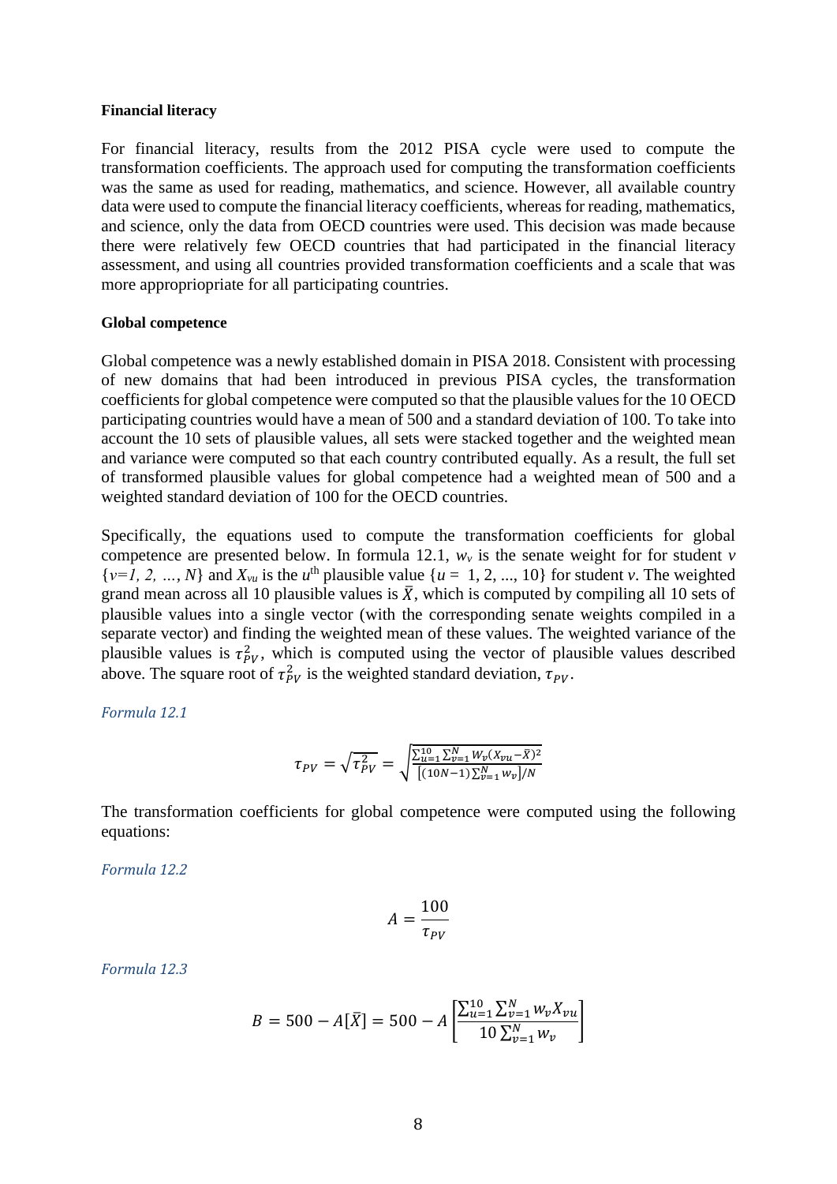**Financial literacy**

For financial literacy, results from the 2012 PISA cycle were used to compute the transformation coefficients. The approach used for computing the transformation coefficients was the same as used for reading, mathematics, and science. However, all available country data were used to compute the financial literacy coefficients, whereas for reading, mathematics, and science, only the data from OECD countries were used. This decision was made because there were relatively few OECD countries that had participated in the financial literacy assessment, and using all countries provided transformation coefficients and a scale that was more appropriopriate for all participating countries.

**Global competence**

Global competence was a newly established domain in PISA 2018. Consistent with processing of new domains that had been introduced in previous PISA cycles, the transformation coefficients for global competence were computed so that the plausible values for the 10 OECD participating countries would have a mean of 500 and a standard deviation of 100. To take into account the 10 sets of plausible values, all sets were stacked together and the weighted mean and variance were computed so that each country contributed equally. As a result, the full set of transformed plausible values for global competence had a weighted mean of 500 and a weighted standard deviation of 100 for the OECD countries.

Specifically, the equations used to compute the transformation coefficients for global competence are presented below. In formula 12.1, $w_v$ is the senate weight for for student $v$ $\{v=1, 2, \ldots, N\}$ and $X_{vu}$ is the $u^{\text{th}}$ plausible value $\{u = 1, 2, \ldots, 10\}$ for student $v$. The weighted grand mean across all 10 plausible values is $\bar{X}$, which is computed by compiling all 10 sets of plausible values into a single vector (with the corresponding senate weights compiled in a separate vector) and finding the weighted mean of these values. The weighted variance of the plausible values is $\tau_{PV}^2$, which is computed using the vector of plausible values described above. The square root of $\tau_{PV}^2$ is the weighted standard deviation, $\tau_{PV}$.

*Formula 12.1*

$$\tau_{PV} = \sqrt{\tau_{PV}^2} = \sqrt{\frac{\sum_{u=1}^{10}\sum_{v=1}^{N} W_v (X_{vu} - \bar{X})^2}{\left[(10N-1)\sum_{v=1}^{N} w_v\right]/N}}$$

The transformation coefficients for global competence were computed using the following equations:

*Formula 12.2*

$$A = \frac{100}{\tau_{PV}}$$

*Formula 12.3*

$$B = 500 - A[\bar{X}] = 500 - A\left[\frac{\sum_{u=1}^{10}\sum_{v=1}^{N} w_v X_{vu}}{10\sum_{v=1}^{N} w_v}\right]$$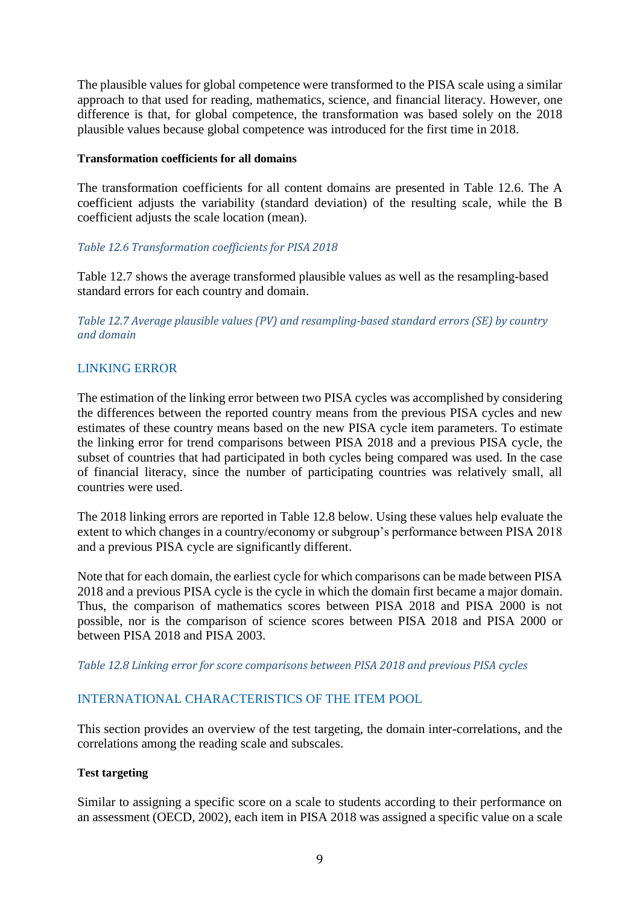The plausible values for global competence were transformed to the PISA scale using a similar approach to that used for reading, mathematics, science, and financial literacy. However, one difference is that, for global competence, the transformation was based solely on the 2018 plausible values because global competence was introduced for the first time in 2018.

#### Transformation coefficients for all domains

The transformation coefficients for all content domains are presented in Table 12.6. The A coefficient adjusts the variability (standard deviation) of the resulting scale, while the B coefficient adjusts the scale location (mean).

*Table 12.6 Transformation coefficients for PISA 2018*

Table 12.7 shows the average transformed plausible values as well as the resampling-based standard errors for each country and domain.

*Table 12.7 Average plausible values (PV) and resampling-based standard errors (SE) by country and domain*

## LINKING ERROR

The estimation of the linking error between two PISA cycles was accomplished by considering the differences between the reported country means from the previous PISA cycles and new estimates of these country means based on the new PISA cycle item parameters. To estimate the linking error for trend comparisons between PISA 2018 and a previous PISA cycle, the subset of countries that had participated in both cycles being compared was used. In the case of financial literacy, since the number of participating countries was relatively small, all countries were used.

The 2018 linking errors are reported in Table 12.8 below. Using these values help evaluate the extent to which changes in a country/economy or subgroup's performance between PISA 2018 and a previous PISA cycle are significantly different.

Note that for each domain, the earliest cycle for which comparisons can be made between PISA 2018 and a previous PISA cycle is the cycle in which the domain first became a major domain. Thus, the comparison of mathematics scores between PISA 2018 and PISA 2000 is not possible, nor is the comparison of science scores between PISA 2018 and PISA 2000 or between PISA 2018 and PISA 2003.

*Table 12.8 Linking error for score comparisons between PISA 2018 and previous PISA cycles*

## INTERNATIONAL CHARACTERISTICS OF THE ITEM POOL

This section provides an overview of the test targeting, the domain inter-correlations, and the correlations among the reading scale and subscales.

#### Test targeting

Similar to assigning a specific score on a scale to students according to their performance on an assessment (OECD, 2002), each item in PISA 2018 was assigned a specific value on a scale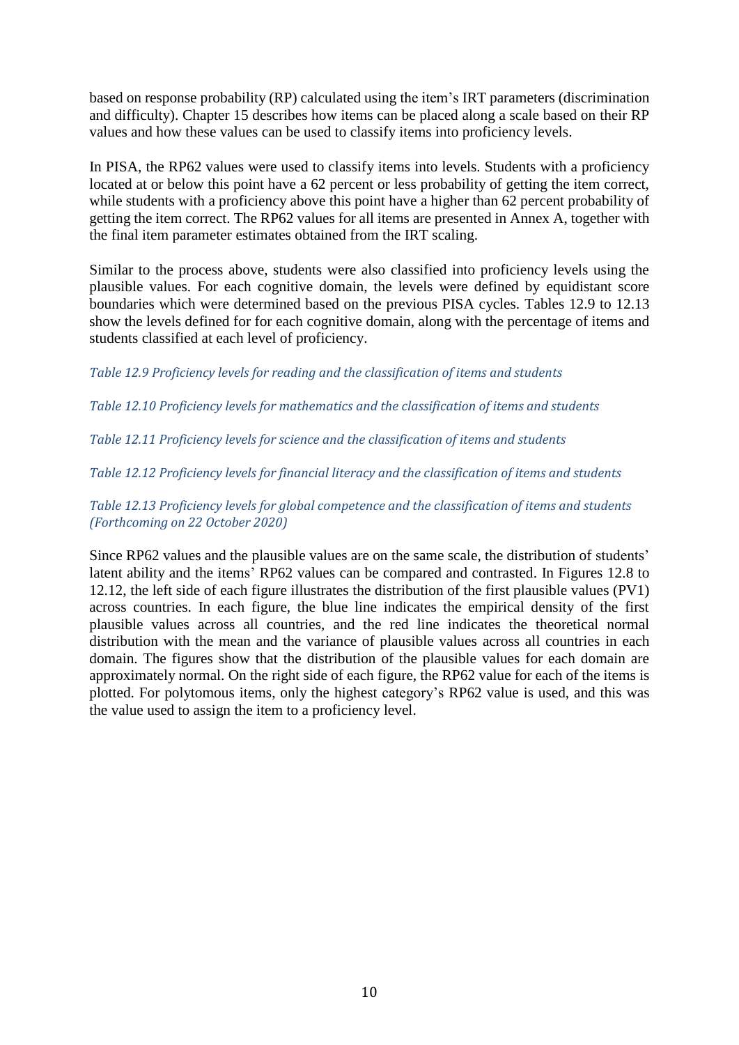based on response probability (RP) calculated using the item's IRT parameters (discrimination and difficulty). Chapter 15 describes how items can be placed along a scale based on their RP values and how these values can be used to classify items into proficiency levels.

In PISA, the RP62 values were used to classify items into levels. Students with a proficiency located at or below this point have a 62 percent or less probability of getting the item correct, while students with a proficiency above this point have a higher than 62 percent probability of getting the item correct. The RP62 values for all items are presented in Annex A, together with the final item parameter estimates obtained from the IRT scaling.

Similar to the process above, students were also classified into proficiency levels using the plausible values. For each cognitive domain, the levels were defined by equidistant score boundaries which were determined based on the previous PISA cycles. Tables 12.9 to 12.13 show the levels defined for for each cognitive domain, along with the percentage of items and students classified at each level of proficiency.

*Table 12.9 Proficiency levels for reading and the classification of items and students*

*Table 12.10 Proficiency levels for mathematics and the classification of items and students*

*Table 12.11 Proficiency levels for science and the classification of items and students*

*Table 12.12 Proficiency levels for financial literacy and the classification of items and students*

*Table 12.13 Proficiency levels for global competence and the classification of items and students (Forthcoming on 22 October 2020)*

Since RP62 values and the plausible values are on the same scale, the distribution of students' latent ability and the items' RP62 values can be compared and contrasted. In Figures 12.8 to 12.12, the left side of each figure illustrates the distribution of the first plausible values (PV1) across countries. In each figure, the blue line indicates the empirical density of the first plausible values across all countries, and the red line indicates the theoretical normal distribution with the mean and the variance of plausible values across all countries in each domain. The figures show that the distribution of the plausible values for each domain are approximately normal. On the right side of each figure, the RP62 value for each of the items is plotted. For polytomous items, only the highest category's RP62 value is used, and this was the value used to assign the item to a proficiency level.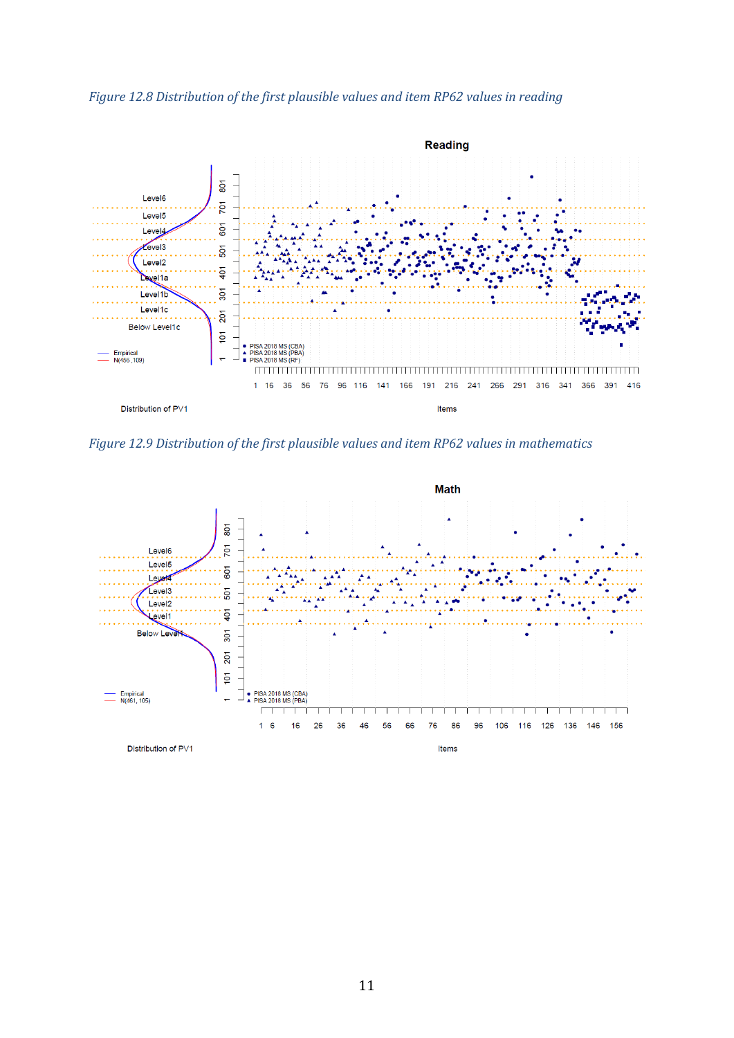*Figure 12.8 Distribution of the first plausible values and item RP62 values in reading*

*Figure 12.9 Distribution of the first plausible values and item RP62 values in mathematics*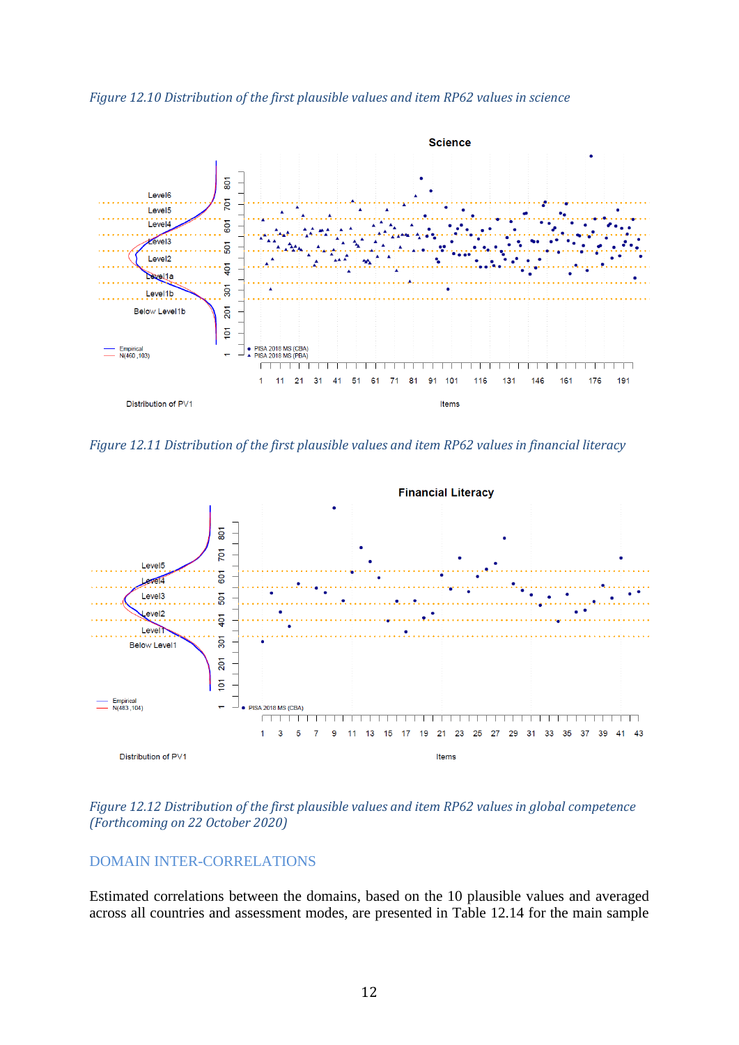*Figure 12.10 Distribution of the first plausible values and item RP62 values in science*

*Figure 12.11 Distribution of the first plausible values and item RP62 values in financial literacy*

*Figure 12.12 Distribution of the first plausible values and item RP62 values in global competence (Forthcoming on 22 October 2020)*

## DOMAIN INTER-CORRELATIONS

Estimated correlations between the domains, based on the 10 plausible values and averaged across all countries and assessment modes, are presented in Table 12.14 for the main sample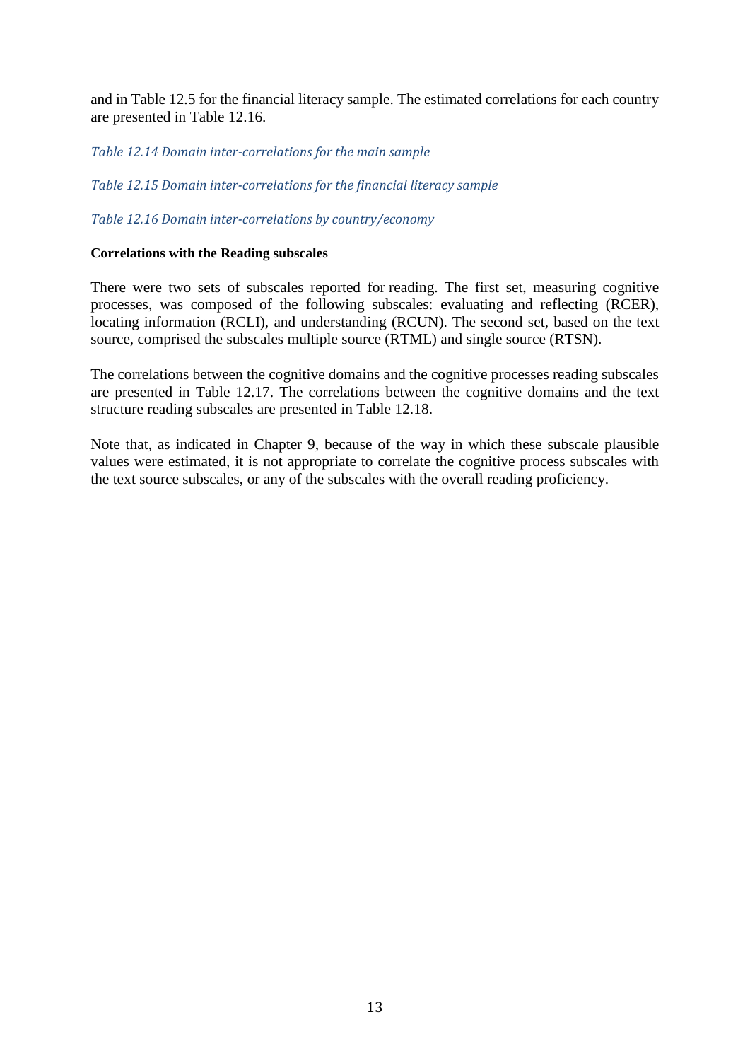and in Table 12.5 for the financial literacy sample. The estimated correlations for each country are presented in Table 12.16.

*Table 12.14 Domain inter-correlations for the main sample*

*Table 12.15 Domain inter-correlations for the financial literacy sample*

*Table 12.16 Domain inter-correlations by country/economy*

**Correlations with the Reading subscales**

There were two sets of subscales reported for reading. The first set, measuring cognitive processes, was composed of the following subscales: evaluating and reflecting (RCER), locating information (RCLI), and understanding (RCUN). The second set, based on the text source, comprised the subscales multiple source (RTML) and single source (RTSN).

The correlations between the cognitive domains and the cognitive processes reading subscales are presented in Table 12.17. The correlations between the cognitive domains and the text structure reading subscales are presented in Table 12.18.

Note that, as indicated in Chapter 9, because of the way in which these subscale plausible values were estimated, it is not appropriate to correlate the cognitive process subscales with the text source subscales, or any of the subscales with the overall reading proficiency.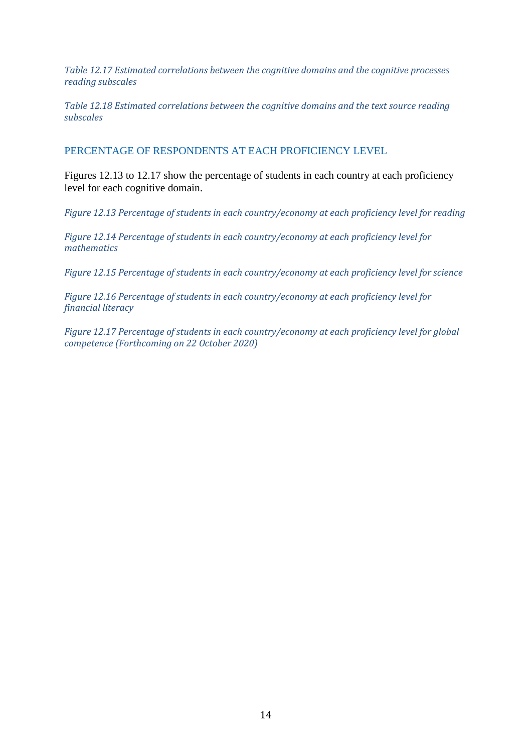*Table 12.17 Estimated correlations between the cognitive domains and the cognitive processes reading subscales*

*Table 12.18 Estimated correlations between the cognitive domains and the text source reading subscales*

## PERCENTAGE OF RESPONDENTS AT EACH PROFICIENCY LEVEL

Figures 12.13 to 12.17 show the percentage of students in each country at each proficiency level for each cognitive domain.

*Figure 12.13 Percentage of students in each country/economy at each proficiency level for reading*

*Figure 12.14 Percentage of students in each country/economy at each proficiency level for mathematics*

*Figure 12.15 Percentage of students in each country/economy at each proficiency level for science*

*Figure 12.16 Percentage of students in each country/economy at each proficiency level for financial literacy*

*Figure 12.17 Percentage of students in each country/economy at each proficiency level for global competence (Forthcoming on 22 October 2020)*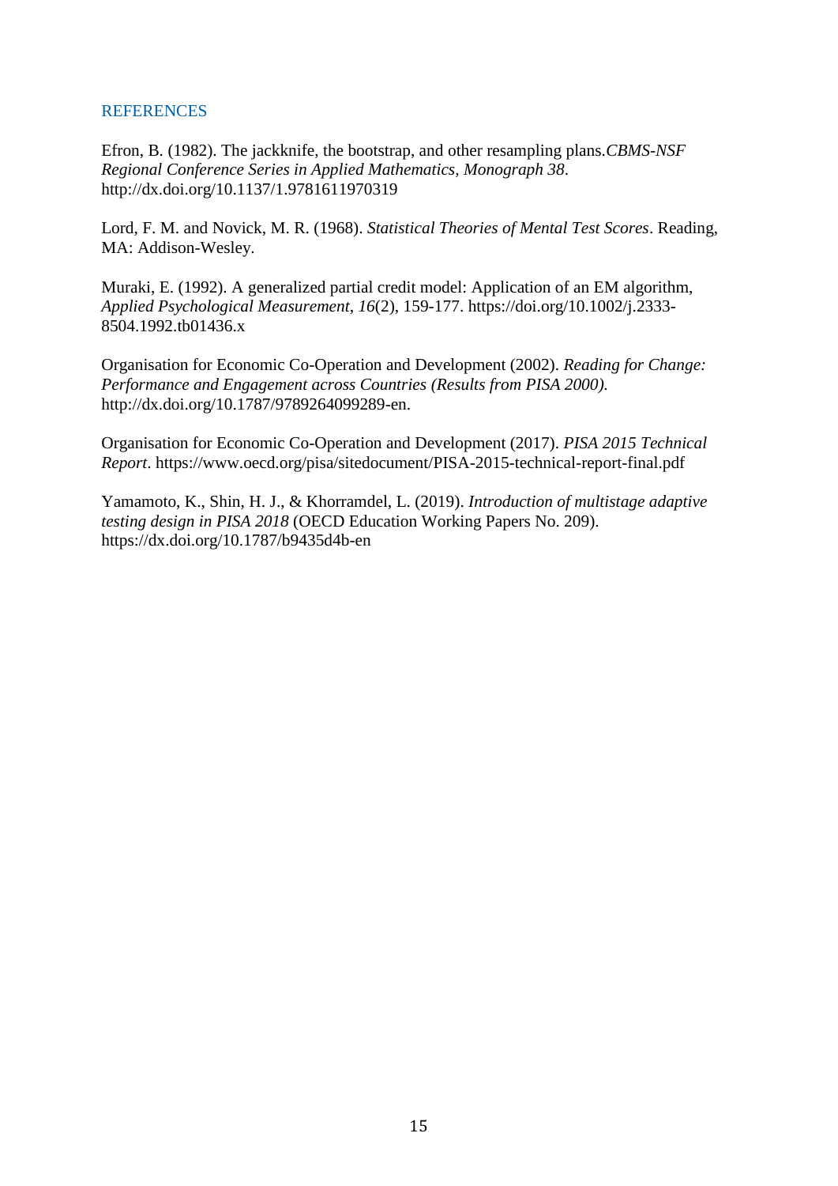## REFERENCES

Efron, B. (1982). The jackknife, the bootstrap, and other resampling plans.*CBMS-NSF Regional Conference Series in Applied Mathematics, Monograph 38*. http://dx.doi.org/10.1137/1.9781611970319

Lord, F. M. and Novick, M. R. (1968). *Statistical Theories of Mental Test Scores*. Reading, MA: Addison-Wesley.

Muraki, E. (1992). A generalized partial credit model: Application of an EM algorithm, *Applied Psychological Measurement*, *16*(2), 159-177. https://doi.org/10.1002/j.2333-8504.1992.tb01436.x

Organisation for Economic Co-Operation and Development (2002). *Reading for Change: Performance and Engagement across Countries (Results from PISA 2000).* http://dx.doi.org/10.1787/9789264099289-en.

Organisation for Economic Co-Operation and Development (2017). *PISA 2015 Technical Report*. https://www.oecd.org/pisa/sitedocument/PISA-2015-technical-report-final.pdf

Yamamoto, K., Shin, H. J., & Khorramdel, L. (2019). *Introduction of multistage adaptive testing design in PISA 2018* (OECD Education Working Papers No. 209). https://dx.doi.org/10.1787/b9435d4b-en